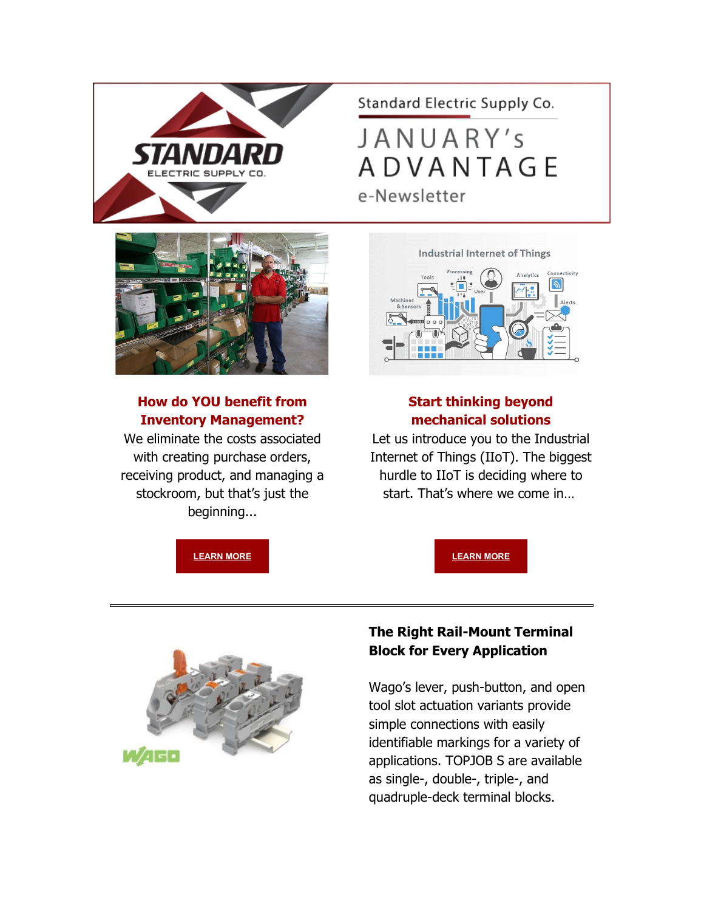Standard Electric Supply Co.

# JANUARY's ADVANTAGE

e-Newsletter

## How do YOU benefit from Inventory Management?

We eliminate the costs associated with creating purchase orders, receiving product, and managing a stockroom, but that's just the beginning...

LEARN MORE

## Start thinking beyond mechanical solutions

Let us introduce you to the Industrial Internet of Things (IIoT). The biggest hurdle to IIoT is deciding where to start. That's where we come in…

LEARN MORE

---

## The Right Rail-Mount Terminal Block for Every Application

Wago's lever, push-button, and open tool slot actuation variants provide simple connections with easily identifiable markings for a variety of applications. TOPJOB S are available as single-, double-, triple-, and quadruple-deck terminal blocks.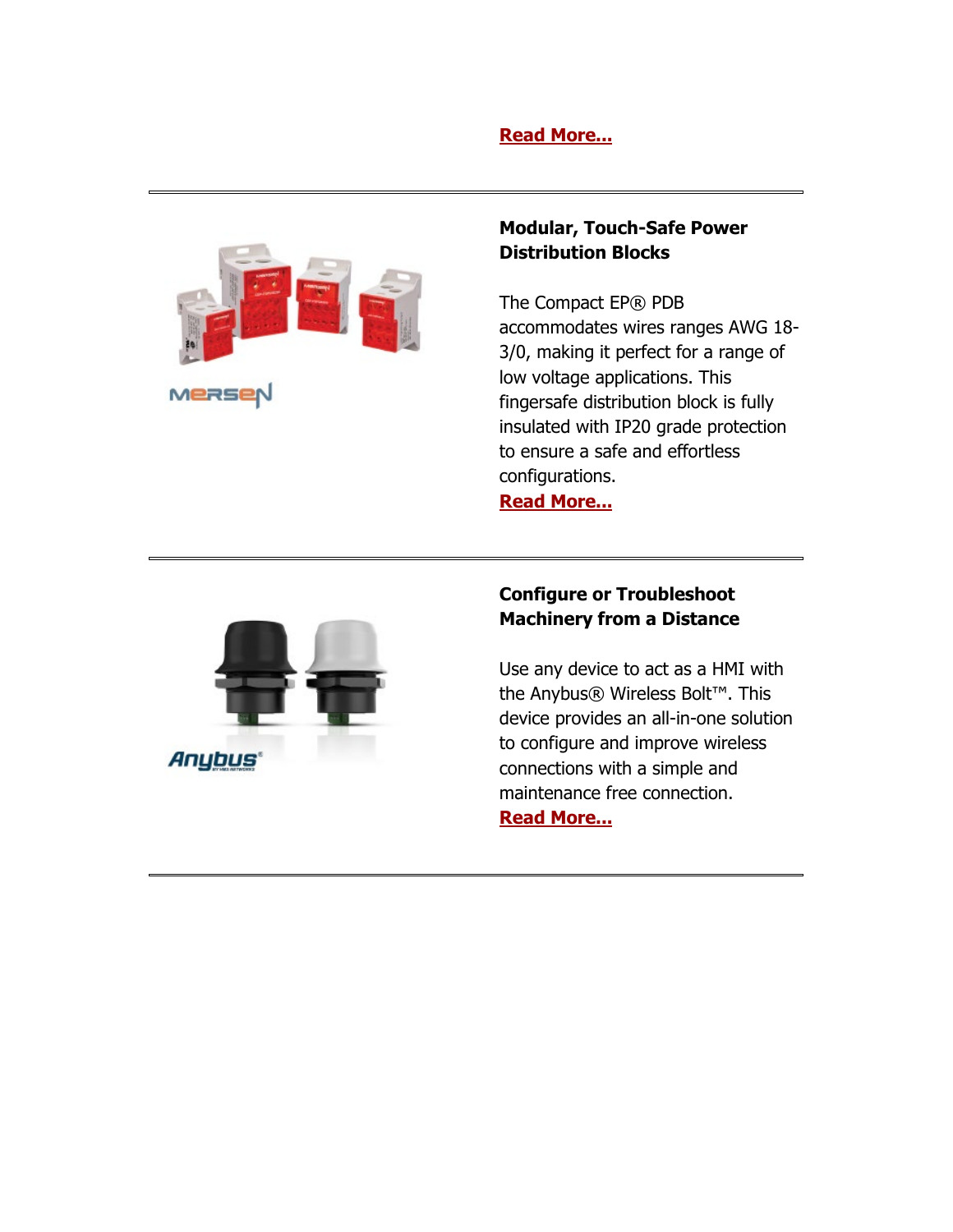**Read More...**

---

**Modular, Touch-Safe Power Distribution Blocks**

The Compact EP® PDB accommodates wires ranges AWG 18-3/0, making it perfect for a range of low voltage applications. This fingersafe distribution block is fully insulated with IP20 grade protection to ensure a safe and effortless configurations.
**Read More...**

---

**Configure or Troubleshoot Machinery from a Distance**

Use any device to act as a HMI with the Anybus® Wireless Bolt™. This device provides an all-in-one solution to configure and improve wireless connections with a simple and maintenance free connection.
**Read More...**

---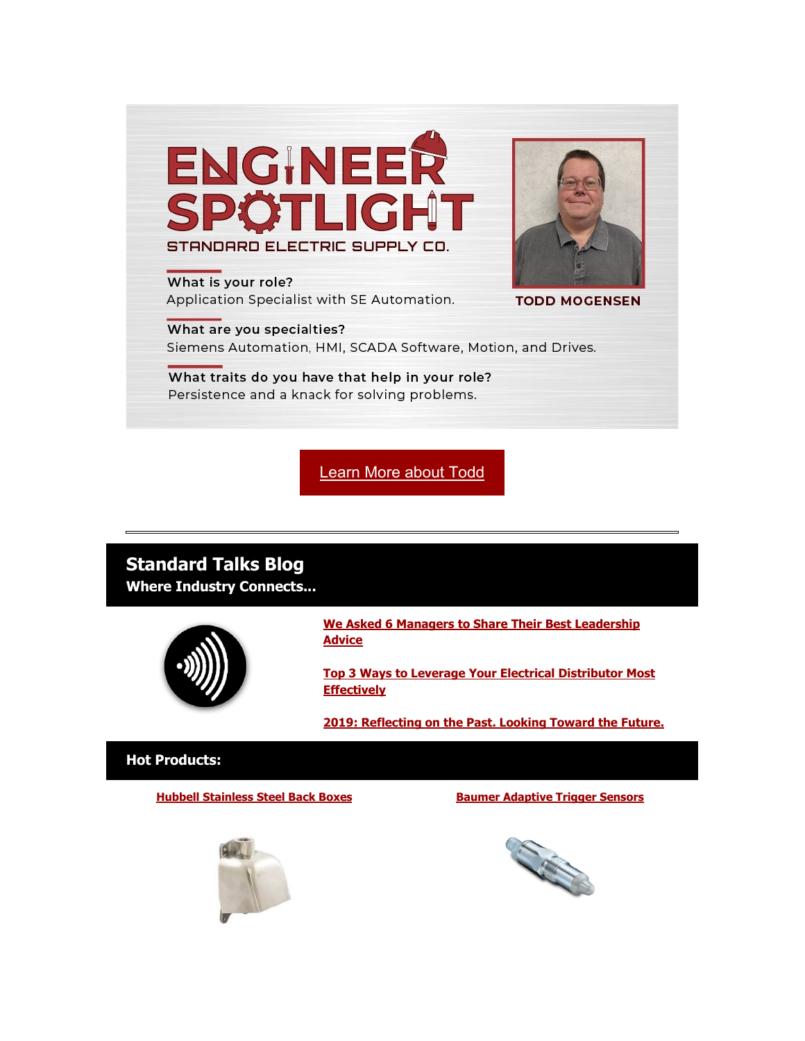# ENGINEER SPOTLIGHT

STANDARD ELECTRIC SUPPLY CO.

**TODD MOGENSEN**

**What is your role?**
Application Specialist with SE Automation.

**What are you specialties?**
Siemens Automation, HMI, SCADA Software, Motion, and Drives.

**What traits do you have that help in your role?**
Persistence and a knack for solving problems.

Learn More about Todd

---

## Standard Talks Blog

**Where Industry Connects...**

**We Asked 6 Managers to Share Their Best Leadership Advice**

**Top 3 Ways to Leverage Your Electrical Distributor Most Effectively**

**2019: Reflecting on the Past. Looking Toward the Future.**

## Hot Products:

**Hubbell Stainless Steel Back Boxes**

**Baumer Adaptive Trigger Sensors**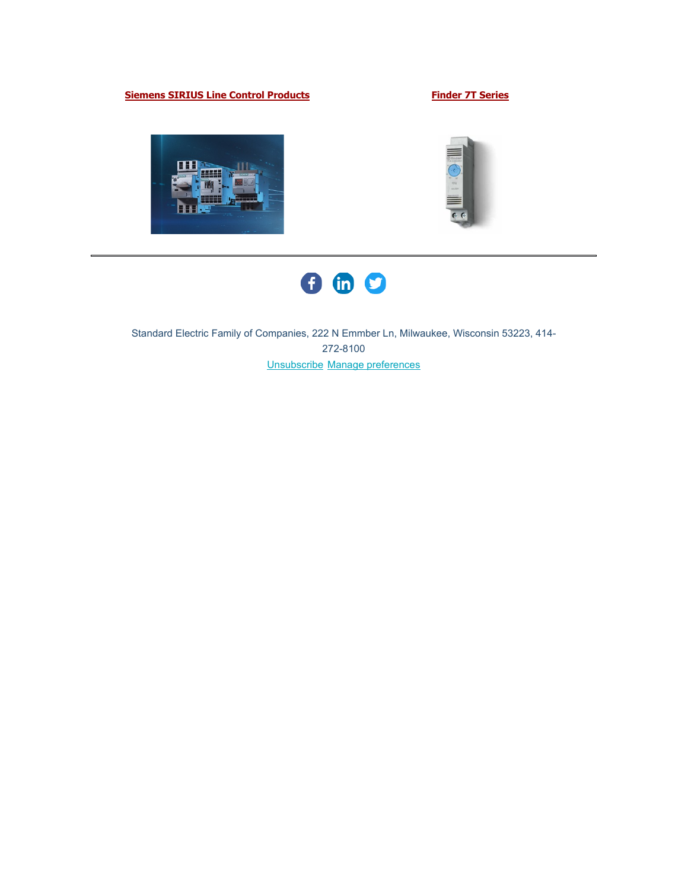**Siemens SIRIUS Line Control Products**

**Finder 7T Series**

---

Standard Electric Family of Companies, 222 N Emmber Ln, Milwaukee, Wisconsin 53223, 414-272-8100

Unsubscribe Manage preferences